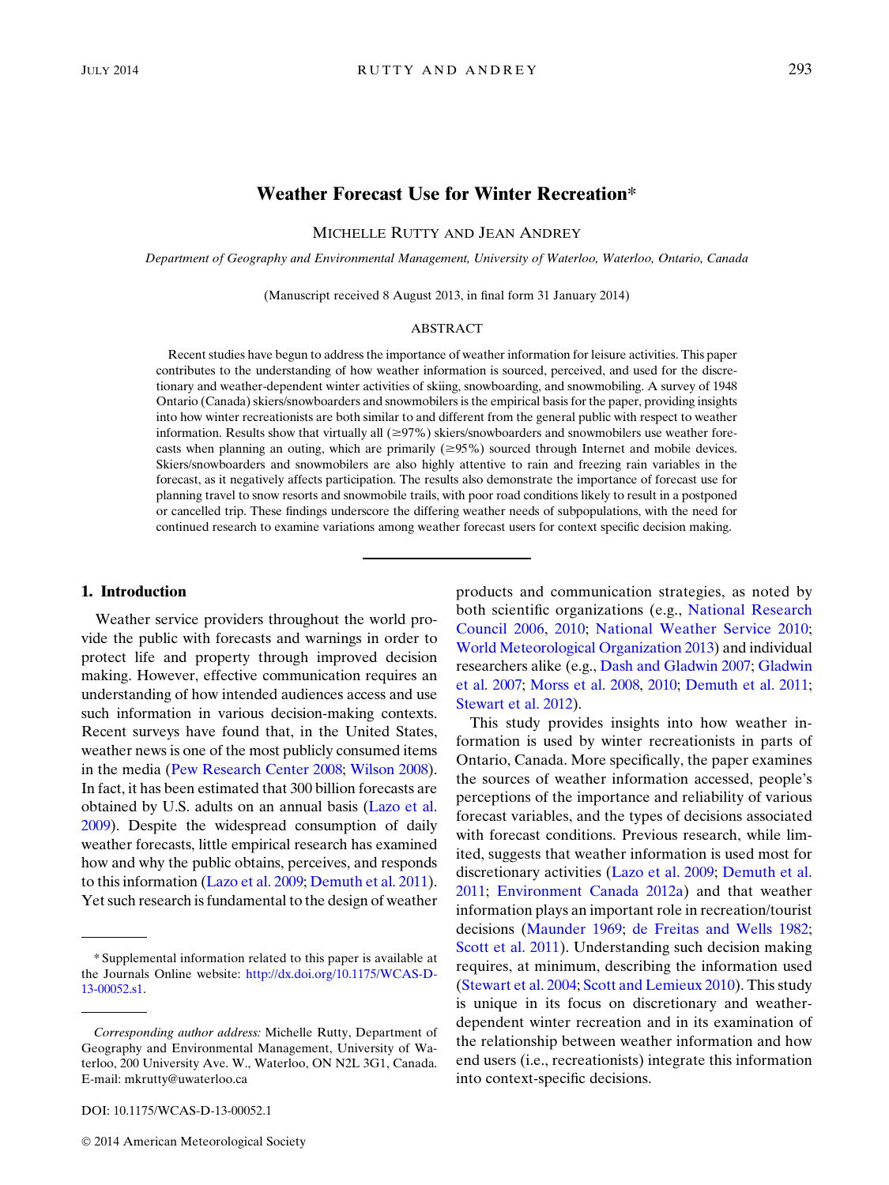# Weather Forecast Use for Winter Recreation*

MICHELLE RUTTY AND JEAN ANDREY

*Department of Geography and Environmental Management, University of Waterloo, Waterloo, Ontario, Canada*

(Manuscript received 8 August 2013, in final form 31 January 2014)

## ABSTRACT

Recent studies have begun to address the importance of weather information for leisure activities. This paper contributes to the understanding of how weather information is sourced, perceived, and used for the discretionary and weather-dependent winter activities of skiing, snowboarding, and snowmobiling. A survey of 1948 Ontario (Canada) skiers/snowboarders and snowmobilers is the empirical basis for the paper, providing insights into how winter recreationists are both similar to and different from the general public with respect to weather information. Results show that virtually all ($\geq$97%) skiers/snowboarders and snowmobilers use weather forecasts when planning an outing, which are primarily ($\geq$95%) sourced through Internet and mobile devices. Skiers/snowboarders and snowmobilers are also highly attentive to rain and freezing rain variables in the forecast, as it negatively affects participation. The results also demonstrate the importance of forecast use for planning travel to snow resorts and snowmobile trails, with poor road conditions likely to result in a postponed or cancelled trip. These findings underscore the differing weather needs of subpopulations, with the need for continued research to examine variations among weather forecast users for context specific decision making.

## 1. Introduction

Weather service providers throughout the world provide the public with forecasts and warnings in order to protect life and property through improved decision making. However, effective communication requires an understanding of how intended audiences access and use such information in various decision-making contexts. Recent surveys have found that, in the United States, weather news is one of the most publicly consumed items in the media (Pew Research Center 2008; Wilson 2008). In fact, it has been estimated that 300 billion forecasts are obtained by U.S. adults on an annual basis (Lazo et al. 2009). Despite the widespread consumption of daily weather forecasts, little empirical research has examined how and why the public obtains, perceives, and responds to this information (Lazo et al. 2009; Demuth et al. 2011). Yet such research is fundamental to the design of weather products and communication strategies, as noted by both scientific organizations (e.g., National Research Council 2006, 2010; National Weather Service 2010; World Meteorological Organization 2013) and individual researchers alike (e.g., Dash and Gladwin 2007; Gladwin et al. 2007; Morss et al. 2008, 2010; Demuth et al. 2011; Stewart et al. 2012).

This study provides insights into how weather information is used by winter recreationists in parts of Ontario, Canada. More specifically, the paper examines the sources of weather information accessed, people's perceptions of the importance and reliability of various forecast variables, and the types of decisions associated with forecast conditions. Previous research, while limited, suggests that weather information is used most for discretionary activities (Lazo et al. 2009; Demuth et al. 2011; Environment Canada 2012a) and that weather information plays an important role in recreation/tourist decisions (Maunder 1969; de Freitas and Wells 1982; Scott et al. 2011). Understanding such decision making requires, at minimum, describing the information used (Stewart et al. 2004; Scott and Lemieux 2010). This study is unique in its focus on discretionary and weather-dependent winter recreation and in its examination of the relationship between weather information and how end users (i.e., recreationists) integrate this information into context-specific decisions.

---

* Supplemental information related to this paper is available at the Journals Online website: http://dx.doi.org/10.1175/WCAS-D-13-00052.s1.

---

*Corresponding author address:* Michelle Rutty, Department of Geography and Environmental Management, University of Waterloo, 200 University Ave. W., Waterloo, ON N2L 3G1, Canada. E-mail: mkrutty@uwaterloo.ca

DOI: 10.1175/WCAS-D-13-00052.1

© 2014 American Meteorological Society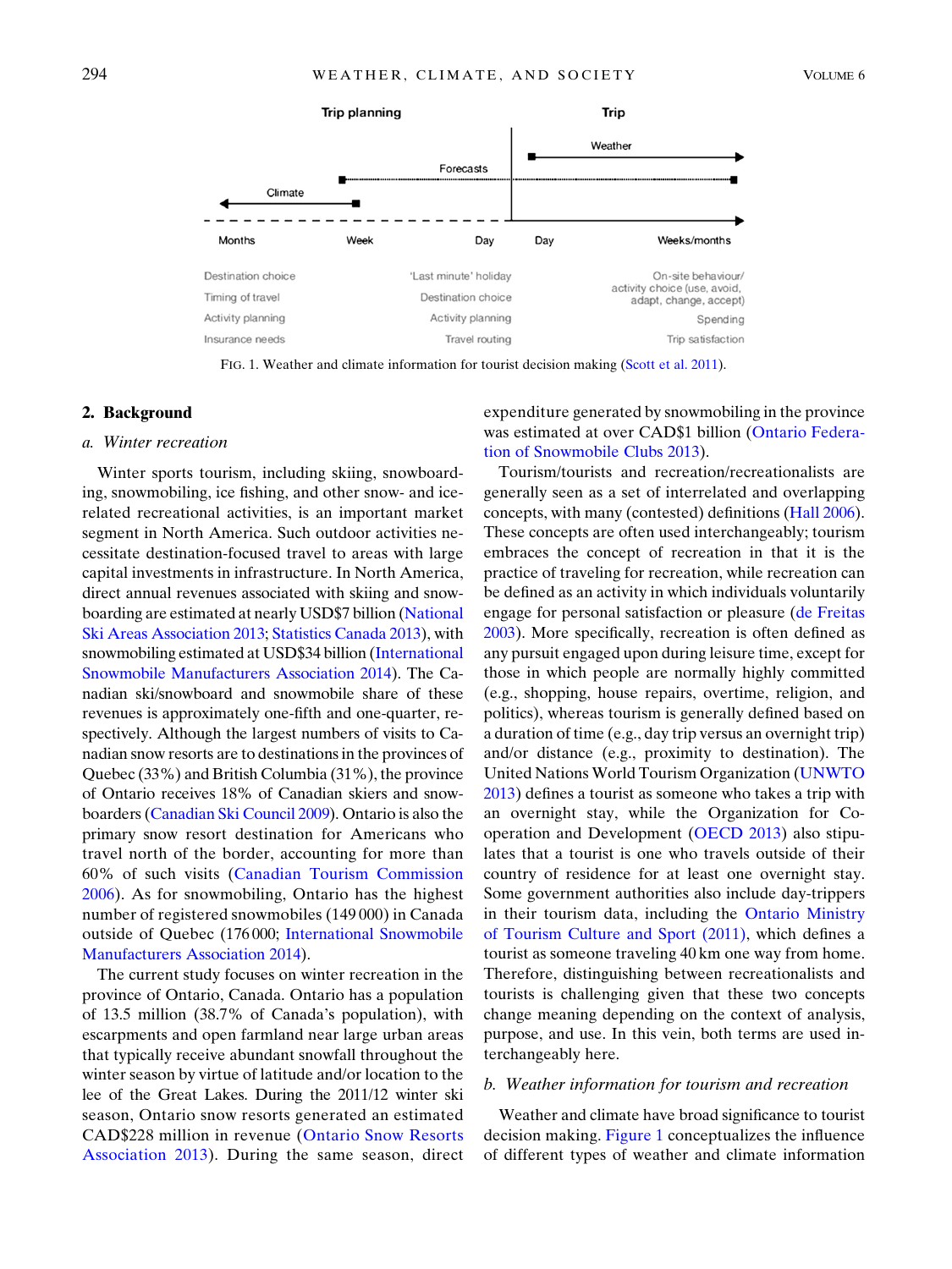Trip planning

Trip

Weather

Forecasts

Climate

Months — Week — Day | Day — Weeks/months

| Destination choice | 'Last minute' holiday | On-site behaviour/ activity choice (use, avoid, adapt, change, accept) |
|---|---|---|
| Timing of travel | Destination choice | Spending |
| Activity planning | Activity planning | Trip satisfaction |
| Insurance needs | Travel routing | |

FIG. 1. Weather and climate information for tourist decision making (Scott et al. 2011).

## 2. Background

### a. Winter recreation

Winter sports tourism, including skiing, snowboarding, snowmobiling, ice fishing, and other snow- and ice-related recreational activities, is an important market segment in North America. Such outdoor activities necessitate destination-focused travel to areas with large capital investments in infrastructure. In North America, direct annual revenues associated with skiing and snowboarding are estimated at nearly USD$7 billion (National Ski Areas Association 2013; Statistics Canada 2013), with snowmobiling estimated at USD$34 billion (International Snowmobile Manufacturers Association 2014). The Canadian ski/snowboard and snowmobile share of these revenues is approximately one-fifth and one-quarter, respectively. Although the largest numbers of visits to Canadian snow resorts are to destinations in the provinces of Quebec (33%) and British Columbia (31%), the province of Ontario receives 18% of Canadian skiers and snowboarders (Canadian Ski Council 2009). Ontario is also the primary snow resort destination for Americans who travel north of the border, accounting for more than 60% of such visits (Canadian Tourism Commission 2006). As for snowmobiling, Ontario has the highest number of registered snowmobiles (149 000) in Canada outside of Quebec (176 000; International Snowmobile Manufacturers Association 2014).

The current study focuses on winter recreation in the province of Ontario, Canada. Ontario has a population of 13.5 million (38.7% of Canada's population), with escarpments and open farmland near large urban areas that typically receive abundant snowfall throughout the winter season by virtue of latitude and/or location to the lee of the Great Lakes. During the 2011/12 winter ski season, Ontario snow resorts generated an estimated CAD$228 million in revenue (Ontario Snow Resorts Association 2013). During the same season, direct expenditure generated by snowmobiling in the province was estimated at over CAD$1 billion (Ontario Federation of Snowmobile Clubs 2013).

Tourism/tourists and recreation/recreationalists are generally seen as a set of interrelated and overlapping concepts, with many (contested) definitions (Hall 2006). These concepts are often used interchangeably; tourism embraces the concept of recreation in that it is the practice of traveling for recreation, while recreation can be defined as an activity in which individuals voluntarily engage for personal satisfaction or pleasure (de Freitas 2003). More specifically, recreation is often defined as any pursuit engaged upon during leisure time, except for those in which people are normally highly committed (e.g., shopping, house repairs, overtime, religion, and politics), whereas tourism is generally defined based on a duration of time (e.g., day trip versus an overnight trip) and/or distance (e.g., proximity to destination). The United Nations World Tourism Organization (UNWTO 2013) defines a tourist as someone who takes a trip with an overnight stay, while the Organization for Co-operation and Development (OECD 2013) also stipulates that a tourist is one who travels outside of their country of residence for at least one overnight stay. Some government authorities also include day-trippers in their tourism data, including the Ontario Ministry of Tourism Culture and Sport (2011), which defines a tourist as someone traveling 40 km one way from home. Therefore, distinguishing between recreationalists and tourists is challenging given that these two concepts change meaning depending on the context of analysis, purpose, and use. In this vein, both terms are used interchangeably here.

### b. Weather information for tourism and recreation

Weather and climate have broad significance to tourist decision making. Figure 1 conceptualizes the influence of different types of weather and climate information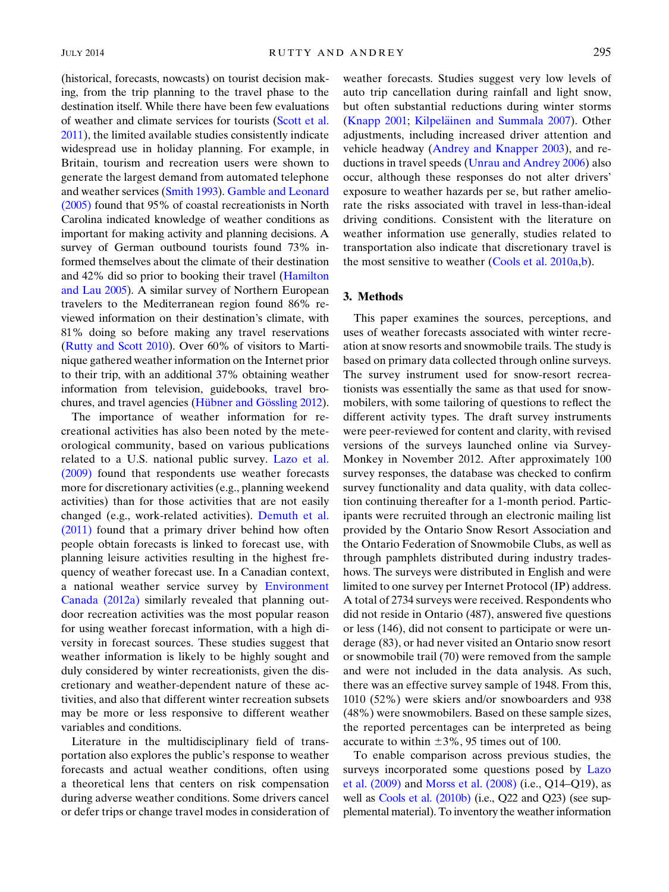(historical, forecasts, nowcasts) on tourist decision making, from the trip planning to the travel phase to the destination itself. While there have been few evaluations of weather and climate services for tourists (Scott et al. 2011), the limited available studies consistently indicate widespread use in holiday planning. For example, in Britain, tourism and recreation users were shown to generate the largest demand from automated telephone and weather services (Smith 1993). Gamble and Leonard (2005) found that 95% of coastal recreationists in North Carolina indicated knowledge of weather conditions as important for making activity and planning decisions. A survey of German outbound tourists found 73% informed themselves about the climate of their destination and 42% did so prior to booking their travel (Hamilton and Lau 2005). A similar survey of Northern European travelers to the Mediterranean region found 86% reviewed information on their destination's climate, with 81% doing so before making any travel reservations (Rutty and Scott 2010). Over 60% of visitors to Martinique gathered weather information on the Internet prior to their trip, with an additional 37% obtaining weather information from television, guidebooks, travel brochures, and travel agencies (Hübner and Gössling 2012).

The importance of weather information for recreational activities has also been noted by the meteorological community, based on various publications related to a U.S. national public survey. Lazo et al. (2009) found that respondents use weather forecasts more for discretionary activities (e.g., planning weekend activities) than for those activities that are not easily changed (e.g., work-related activities). Demuth et al. (2011) found that a primary driver behind how often people obtain forecasts is linked to forecast use, with planning leisure activities resulting in the highest frequency of weather forecast use. In a Canadian context, a national weather service survey by Environment Canada (2012a) similarly revealed that planning outdoor recreation activities was the most popular reason for using weather forecast information, with a high diversity in forecast sources. These studies suggest that weather information is likely to be highly sought and duly considered by winter recreationists, given the discretionary and weather-dependent nature of these activities, and also that different winter recreation subsets may be more or less responsive to different weather variables and conditions.

Literature in the multidisciplinary field of transportation also explores the public's response to weather forecasts and actual weather conditions, often using a theoretical lens that centers on risk compensation during adverse weather conditions. Some drivers cancel or defer trips or change travel modes in consideration of weather forecasts. Studies suggest very low levels of auto trip cancellation during rainfall and light snow, but often substantial reductions during winter storms (Knapp 2001; Kilpeläinen and Summala 2007). Other adjustments, including increased driver attention and vehicle headway (Andrey and Knapper 2003), and reductions in travel speeds (Unrau and Andrey 2006) also occur, although these responses do not alter drivers' exposure to weather hazards per se, but rather ameliorate the risks associated with travel in less-than-ideal driving conditions. Consistent with the literature on weather information use generally, studies related to transportation also indicate that discretionary travel is the most sensitive to weather (Cools et al. 2010a,b).

## 3. Methods

This paper examines the sources, perceptions, and uses of weather forecasts associated with winter recreation at snow resorts and snowmobile trails. The study is based on primary data collected through online surveys. The survey instrument used for snow-resort recreationists was essentially the same as that used for snowmobilers, with some tailoring of questions to reflect the different activity types. The draft survey instruments were peer-reviewed for content and clarity, with revised versions of the surveys launched online via SurveyMonkey in November 2012. After approximately 100 survey responses, the database was checked to confirm survey functionality and data quality, with data collection continuing thereafter for a 1-month period. Participants were recruited through an electronic mailing list provided by the Ontario Snow Resort Association and the Ontario Federation of Snowmobile Clubs, as well as through pamphlets distributed during industry tradeshows. The surveys were distributed in English and were limited to one survey per Internet Protocol (IP) address. A total of 2734 surveys were received. Respondents who did not reside in Ontario (487), answered five questions or less (146), did not consent to participate or were underage (83), or had never visited an Ontario snow resort or snowmobile trail (70) were removed from the sample and were not included in the data analysis. As such, there was an effective survey sample of 1948. From this, 1010 (52%) were skiers and/or snowboarders and 938 (48%) were snowmobilers. Based on these sample sizes, the reported percentages can be interpreted as being accurate to within ±3%, 95 times out of 100.

To enable comparison across previous studies, the surveys incorporated some questions posed by Lazo et al. (2009) and Morss et al. (2008) (i.e., Q14–Q19), as well as Cools et al. (2010b) (i.e., Q22 and Q23) (see supplemental material). To inventory the weather information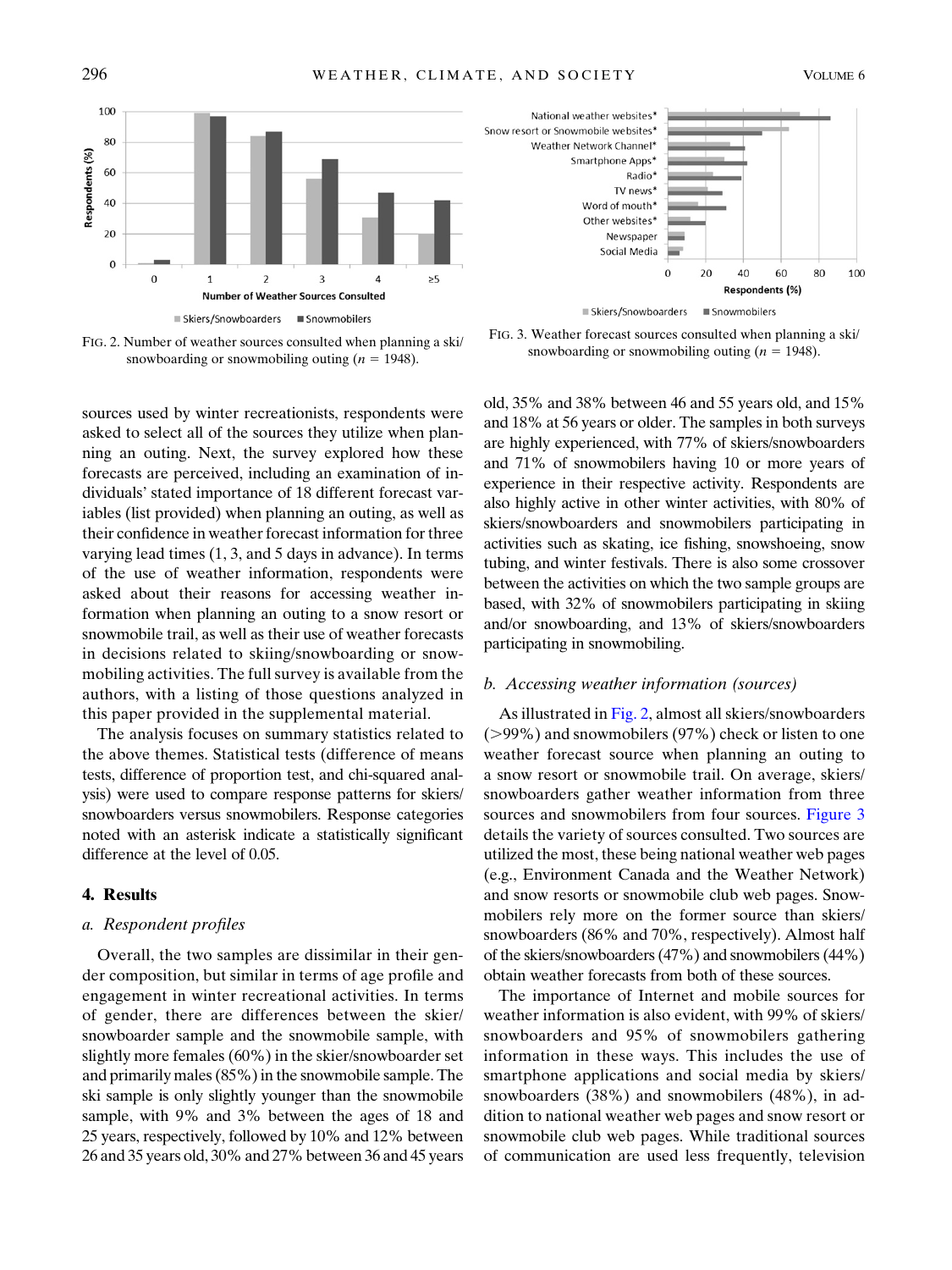FIG. 2. Number of weather sources consulted when planning a ski/snowboarding or snowmobiling outing ($n$ = 1948).

FIG. 3. Weather forecast sources consulted when planning a ski/snowboarding or snowmobiling outing ($n$ = 1948).

sources used by winter recreationists, respondents were asked to select all of the sources they utilize when planning an outing. Next, the survey explored how these forecasts are perceived, including an examination of individuals' stated importance of 18 different forecast variables (list provided) when planning an outing, as well as their confidence in weather forecast information for three varying lead times (1, 3, and 5 days in advance). In terms of the use of weather information, respondents were asked about their reasons for accessing weather information when planning an outing to a snow resort or snowmobile trail, as well as their use of weather forecasts in decisions related to skiing/snowboarding or snowmobiling activities. The full survey is available from the authors, with a listing of those questions analyzed in this paper provided in the supplemental material.

The analysis focuses on summary statistics related to the above themes. Statistical tests (difference of means tests, difference of proportion test, and chi-squared analysis) were used to compare response patterns for skiers/snowboarders versus snowmobilers. Response categories noted with an asterisk indicate a statistically significant difference at the level of 0.05.

## 4. Results

### a. Respondent profiles

Overall, the two samples are dissimilar in their gender composition, but similar in terms of age profile and engagement in winter recreational activities. In terms of gender, there are differences between the skier/snowboarder sample and the snowmobile sample, with slightly more females (60%) in the skier/snowboarder set and primarily males (85%) in the snowmobile sample. The ski sample is only slightly younger than the snowmobile sample, with 9% and 3% between the ages of 18 and 25 years, respectively, followed by 10% and 12% between 26 and 35 years old, 30% and 27% between 36 and 45 years old, 35% and 38% between 46 and 55 years old, and 15% and 18% at 56 years or older. The samples in both surveys are highly experienced, with 77% of skiers/snowboarders and 71% of snowmobilers having 10 or more years of experience in their respective activity. Respondents are also highly active in other winter activities, with 80% of skiers/snowboarders and snowmobilers participating in activities such as skating, ice fishing, snowshoeing, snow tubing, and winter festivals. There is also some crossover between the activities on which the two sample groups are based, with 32% of snowmobilers participating in skiing and/or snowboarding, and 13% of skiers/snowboarders participating in snowmobiling.

### b. Accessing weather information (sources)

As illustrated in Fig. 2, almost all skiers/snowboarders (>99%) and snowmobilers (97%) check or listen to one weather forecast source when planning an outing to a snow resort or snowmobile trail. On average, skiers/snowboarders gather weather information from three sources and snowmobilers from four sources. Figure 3 details the variety of sources consulted. Two sources are utilized the most, these being national weather web pages (e.g., Environment Canada and the Weather Network) and snow resorts or snowmobile club web pages. Snowmobilers rely more on the former source than skiers/snowboarders (86% and 70%, respectively). Almost half of the skiers/snowboarders (47%) and snowmobilers (44%) obtain weather forecasts from both of these sources.

The importance of Internet and mobile sources for weather information is also evident, with 99% of skiers/snowboarders and 95% of snowmobilers gathering information in these ways. This includes the use of smartphone applications and social media by skiers/snowboarders (38%) and snowmobilers (48%), in addition to national weather web pages and snow resort or snowmobile club web pages. While traditional sources of communication are used less frequently, television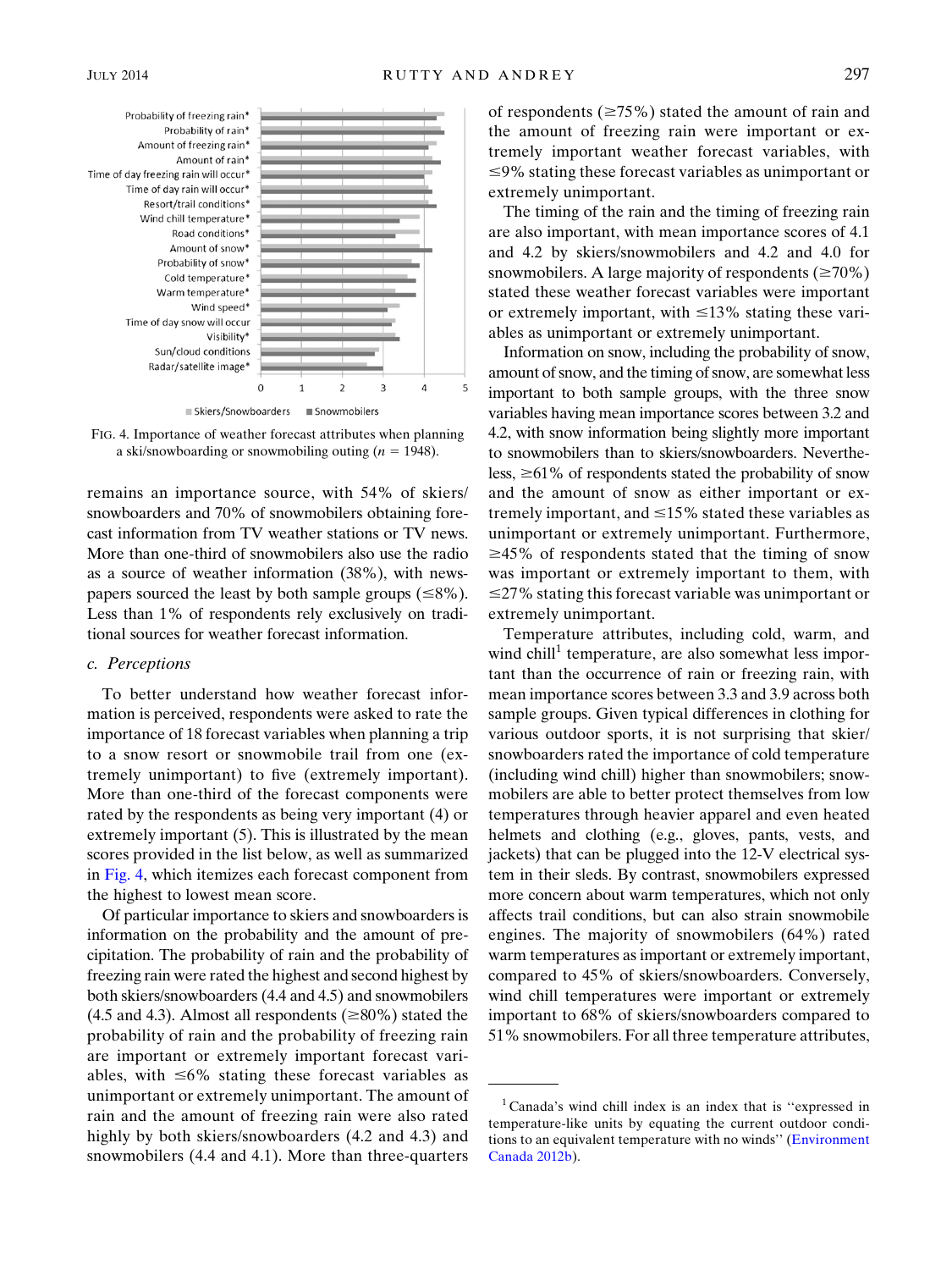FIG. 4. Importance of weather forecast attributes when planning a ski/snowboarding or snowmobiling outing ($n$ = 1948).

remains an importance source, with 54% of skiers/snowboarders and 70% of snowmobilers obtaining forecast information from TV weather stations or TV news. More than one-third of snowmobilers also use the radio as a source of weather information (38%), with newspapers sourced the least by both sample groups (≤8%). Less than 1% of respondents rely exclusively on traditional sources for weather forecast information.

### c. *Perceptions*

To better understand how weather forecast information is perceived, respondents were asked to rate the importance of 18 forecast variables when planning a trip to a snow resort or snowmobile trail from one (extremely unimportant) to five (extremely important). More than one-third of the forecast components were rated by the respondents as being very important (4) or extremely important (5). This is illustrated by the mean scores provided in the list below, as well as summarized in Fig. 4, which itemizes each forecast component from the highest to lowest mean score.

Of particular importance to skiers and snowboarders is information on the probability and the amount of precipitation. The probability of rain and the probability of freezing rain were rated the highest and second highest by both skiers/snowboarders (4.4 and 4.5) and snowmobilers (4.5 and 4.3). Almost all respondents (≥80%) stated the probability of rain and the probability of freezing rain are important or extremely important forecast variables, with ≤6% stating these forecast variables as unimportant or extremely unimportant. The amount of rain and the amount of freezing rain were also rated highly by both skiers/snowboarders (4.2 and 4.3) and snowmobilers (4.4 and 4.1). More than three-quarters of respondents (≥75%) stated the amount of rain and the amount of freezing rain were important or extremely important weather forecast variables, with ≤9% stating these forecast variables as unimportant or extremely unimportant.

The timing of the rain and the timing of freezing rain are also important, with mean importance scores of 4.1 and 4.2 by skiers/snowmobilers and 4.2 and 4.0 for snowmobilers. A large majority of respondents (≥70%) stated these weather forecast variables were important or extremely important, with ≤13% stating these variables as unimportant or extremely unimportant.

Information on snow, including the probability of snow, amount of snow, and the timing of snow, are somewhat less important to both sample groups, with the three snow variables having mean importance scores between 3.2 and 4.2, with snow information being slightly more important to snowmobilers than to skiers/snowboarders. Nevertheless, ≥61% of respondents stated the probability of snow and the amount of snow as either important or extremely important, and ≤15% stated these variables as unimportant or extremely unimportant. Furthermore, ≥45% of respondents stated that the timing of snow was important or extremely important to them, with ≤27% stating this forecast variable was unimportant or extremely unimportant.

Temperature attributes, including cold, warm, and wind chill[1] temperature, are also somewhat less important than the occurrence of rain or freezing rain, with mean importance scores between 3.3 and 3.9 across both sample groups. Given typical differences in clothing for various outdoor sports, it is not surprising that skier/snowboarders rated the importance of cold temperature (including wind chill) higher than snowmobilers; snowmobilers are able to better protect themselves from low temperatures through heavier apparel and even heated helmets and clothing (e.g., gloves, pants, vests, and jackets) that can be plugged into the 12-V electrical system in their sleds. By contrast, snowmobilers expressed more concern about warm temperatures, which not only affects trail conditions, but can also strain snowmobile engines. The majority of snowmobilers (64%) rated warm temperatures as important or extremely important, compared to 45% of skiers/snowboarders. Conversely, wind chill temperatures were important or extremely important to 68% of skiers/snowboarders compared to 51% snowmobilers. For all three temperature attributes,

[1] Canada's wind chill index is an index that is "expressed in temperature-like units by equating the current outdoor conditions to an equivalent temperature with no winds" (Environment Canada 2012b).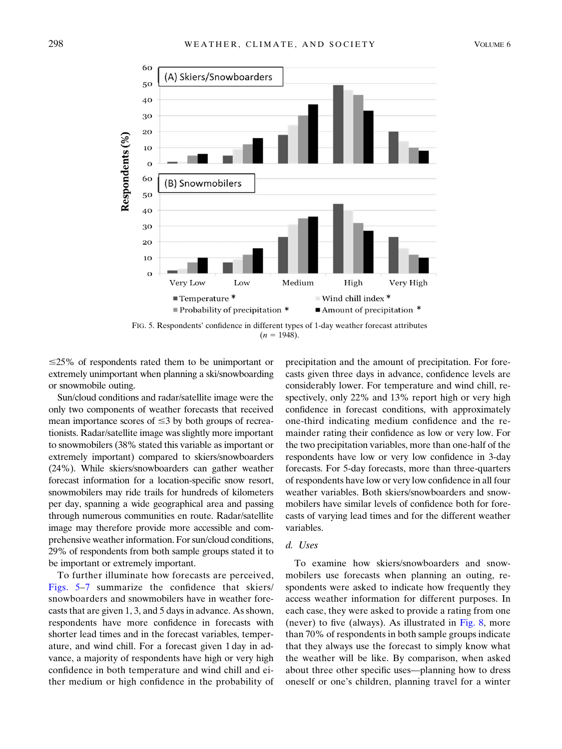FIG. 5. Respondents' confidence in different types of 1-day weather forecast attributes ($n$ = 1948).

≤25% of respondents rated them to be unimportant or extremely unimportant when planning a ski/snowboarding or snowmobile outing.

Sun/cloud conditions and radar/satellite image were the only two components of weather forecasts that received mean importance scores of ≤3 by both groups of recreationists. Radar/satellite image was slightly more important to snowmobilers (38% stated this variable as important or extremely important) compared to skiers/snowboarders (24%). While skiers/snowboarders can gather weather forecast information for a location-specific snow resort, snowmobilers may ride trails for hundreds of kilometers per day, spanning a wide geographical area and passing through numerous communities en route. Radar/satellite image may therefore provide more accessible and comprehensive weather information. For sun/cloud conditions, 29% of respondents from both sample groups stated it to be important or extremely important.

To further illuminate how forecasts are perceived, Figs. 5–7 summarize the confidence that skiers/snowboarders and snowmobilers have in weather forecasts that are given 1, 3, and 5 days in advance. As shown, respondents have more confidence in forecasts with shorter lead times and in the forecast variables, temperature, and wind chill. For a forecast given 1 day in advance, a majority of respondents have high or very high confidence in both temperature and wind chill and either medium or high confidence in the probability of precipitation and the amount of precipitation. For forecasts given three days in advance, confidence levels are considerably lower. For temperature and wind chill, respectively, only 22% and 13% report high or very high confidence in forecast conditions, with approximately one-third indicating medium confidence and the remainder rating their confidence as low or very low. For the two precipitation variables, more than one-half of the respondents have low or very low confidence in 3-day forecasts. For 5-day forecasts, more than three-quarters of respondents have low or very low confidence in all four weather variables. Both skiers/snowboarders and snowmobilers have similar levels of confidence both for forecasts of varying lead times and for the different weather variables.

### *d. Uses*

To examine how skiers/snowboarders and snowmobilers use forecasts when planning an outing, respondents were asked to indicate how frequently they access weather information for different purposes. In each case, they were asked to provide a rating from one (never) to five (always). As illustrated in Fig. 8, more than 70% of respondents in both sample groups indicate that they always use the forecast to simply know what the weather will be like. By comparison, when asked about three other specific uses—planning how to dress oneself or one's children, planning travel for a winter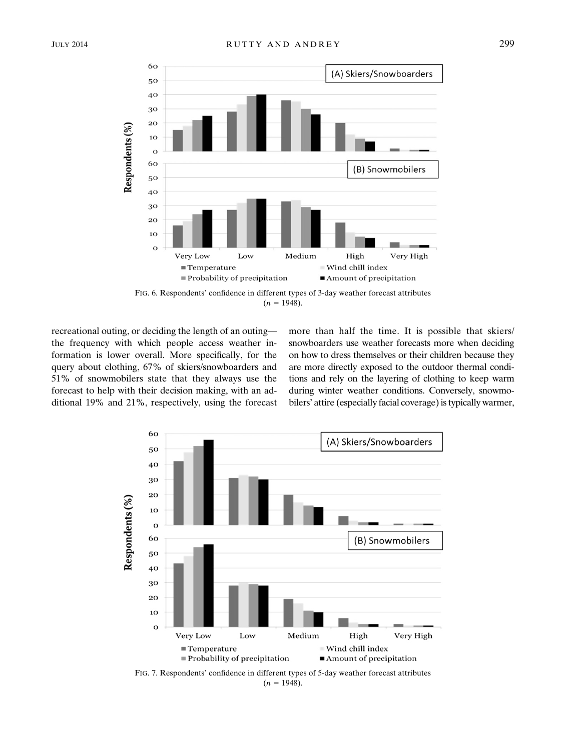FIG. 6. Respondents' confidence in different types of 3-day weather forecast attributes ($n$ = 1948).

recreational outing, or deciding the length of an outing—the frequency with which people access weather information is lower overall. More specifically, for the query about clothing, 67% of skiers/snowboarders and 51% of snowmobilers state that they always use the forecast to help with their decision making, with an additional 19% and 21%, respectively, using the forecast more than half the time. It is possible that skiers/snowboarders use weather forecasts more when deciding on how to dress themselves or their children because they are more directly exposed to the outdoor thermal conditions and rely on the layering of clothing to keep warm during winter weather conditions. Conversely, snowmobilers' attire (especially facial coverage) is typically warmer,

FIG. 7. Respondents' confidence in different types of 5-day weather forecast attributes ($n$ = 1948).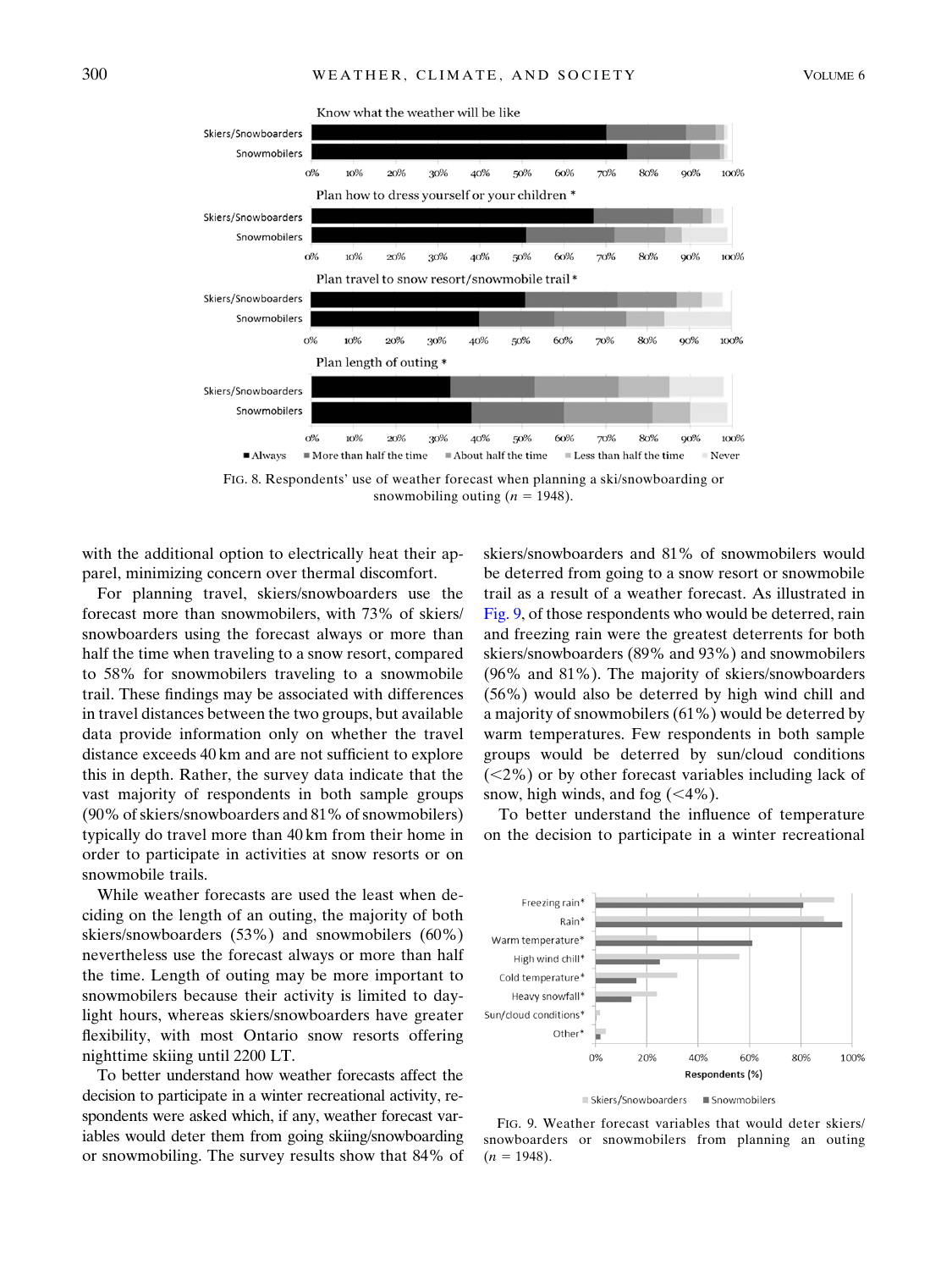FIG. 8. Respondents' use of weather forecast when planning a ski/snowboarding or snowmobiling outing ($n$ = 1948).

with the additional option to electrically heat their apparel, minimizing concern over thermal discomfort.

For planning travel, skiers/snowboarders use the forecast more than snowmobilers, with 73% of skiers/snowboarders using the forecast always or more than half the time when traveling to a snow resort, compared to 58% for snowmobilers traveling to a snowmobile trail. These findings may be associated with differences in travel distances between the two groups, but available data provide information only on whether the travel distance exceeds 40 km and are not sufficient to explore this in depth. Rather, the survey data indicate that the vast majority of respondents in both sample groups (90% of skiers/snowboarders and 81% of snowmobilers) typically do travel more than 40 km from their home in order to participate in activities at snow resorts or on snowmobile trails.

While weather forecasts are used the least when deciding on the length of an outing, the majority of both skiers/snowboarders (53%) and snowmobilers (60%) nevertheless use the forecast always or more than half the time. Length of outing may be more important to snowmobilers because their activity is limited to daylight hours, whereas skiers/snowboarders have greater flexibility, with most Ontario snow resorts offering nighttime skiing until 2200 LT.

To better understand how weather forecasts affect the decision to participate in a winter recreational activity, respondents were asked which, if any, weather forecast variables would deter them from going skiing/snowboarding or snowmobiling. The survey results show that 84% of skiers/snowboarders and 81% of snowmobilers would be deterred from going to a snow resort or snowmobile trail as a result of a weather forecast. As illustrated in Fig. 9, of those respondents who would be deterred, rain and freezing rain were the greatest deterrents for both skiers/snowboarders (89% and 93%) and snowmobilers (96% and 81%). The majority of skiers/snowboarders (56%) would also be deterred by high wind chill and a majority of snowmobilers (61%) would be deterred by warm temperatures. Few respondents in both sample groups would be deterred by sun/cloud conditions (<2%) or by other forecast variables including lack of snow, high winds, and fog (<4%).

To better understand the influence of temperature on the decision to participate in a winter recreational

FIG. 9. Weather forecast variables that would deter skiers/snowboarders or snowmobilers from planning an outing ($n$ = 1948).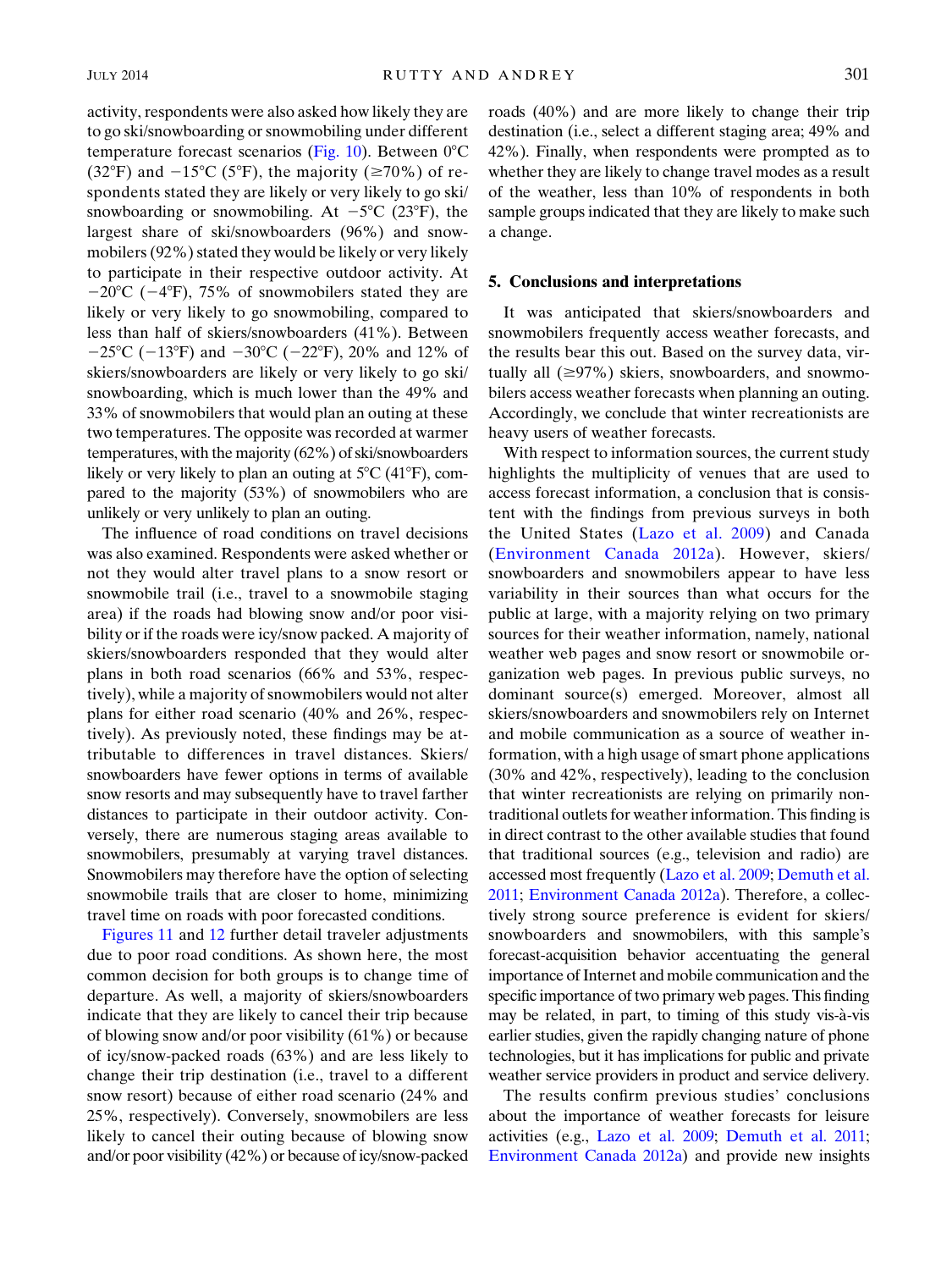activity, respondents were also asked how likely they are to go ski/snowboarding or snowmobiling under different temperature forecast scenarios (Fig. 10). Between 0°C (32°F) and −15°C (5°F), the majority (≥70%) of respondents stated they are likely or very likely to go ski/snowboarding or snowmobiling. At −5°C (23°F), the largest share of ski/snowboarders (96%) and snowmobilers (92%) stated they would be likely or very likely to participate in their respective outdoor activity. At −20°C (−4°F), 75% of snowmobilers stated they are likely or very likely to go snowmobiling, compared to less than half of skiers/snowboarders (41%). Between −25°C (−13°F) and −30°C (−22°F), 20% and 12% of skiers/snowboarders are likely or very likely to go ski/snowboarding, which is much lower than the 49% and 33% of snowmobilers that would plan an outing at these two temperatures. The opposite was recorded at warmer temperatures, with the majority (62%) of ski/snowboarders likely or very likely to plan an outing at 5°C (41°F), compared to the majority (53%) of snowmobilers who are unlikely or very unlikely to plan an outing.

The influence of road conditions on travel decisions was also examined. Respondents were asked whether or not they would alter travel plans to a snow resort or snowmobile trail (i.e., travel to a snowmobile staging area) if the roads had blowing snow and/or poor visibility or if the roads were icy/snow packed. A majority of skiers/snowboarders responded that they would alter plans in both road scenarios (66% and 53%, respectively), while a majority of snowmobilers would not alter plans for either road scenario (40% and 26%, respectively). As previously noted, these findings may be attributable to differences in travel distances. Skiers/snowboarders have fewer options in terms of available snow resorts and may subsequently have to travel farther distances to participate in their outdoor activity. Conversely, there are numerous staging areas available to snowmobilers, presumably at varying travel distances. Snowmobilers may therefore have the option of selecting snowmobile trails that are closer to home, minimizing travel time on roads with poor forecasted conditions.

Figures 11 and 12 further detail traveler adjustments due to poor road conditions. As shown here, the most common decision for both groups is to change time of departure. As well, a majority of skiers/snowboarders indicate that they are likely to cancel their trip because of blowing snow and/or poor visibility (61%) or because of icy/snow-packed roads (63%) and are less likely to change their trip destination (i.e., travel to a different snow resort) because of either road scenario (24% and 25%, respectively). Conversely, snowmobilers are less likely to cancel their outing because of blowing snow and/or poor visibility (42%) or because of icy/snow-packed roads (40%) and are more likely to change their trip destination (i.e., select a different staging area; 49% and 42%). Finally, when respondents were prompted as to whether they are likely to change travel modes as a result of the weather, less than 10% of respondents in both sample groups indicated that they are likely to make such a change.

## 5. Conclusions and interpretations

It was anticipated that skiers/snowboarders and snowmobilers frequently access weather forecasts, and the results bear this out. Based on the survey data, virtually all (≥97%) skiers, snowboarders, and snowmobilers access weather forecasts when planning an outing. Accordingly, we conclude that winter recreationists are heavy users of weather forecasts.

With respect to information sources, the current study highlights the multiplicity of venues that are used to access forecast information, a conclusion that is consistent with the findings from previous surveys in both the United States (Lazo et al. 2009) and Canada (Environment Canada 2012a). However, skiers/snowboarders and snowmobilers appear to have less variability in their sources than what occurs for the public at large, with a majority relying on two primary sources for their weather information, namely, national weather web pages and snow resort or snowmobile organization web pages. In previous public surveys, no dominant source(s) emerged. Moreover, almost all skiers/snowboarders and snowmobilers rely on Internet and mobile communication as a source of weather information, with a high usage of smart phone applications (30% and 42%, respectively), leading to the conclusion that winter recreationists are relying on primarily nontraditional outlets for weather information. This finding is in direct contrast to the other available studies that found that traditional sources (e.g., television and radio) are accessed most frequently (Lazo et al. 2009; Demuth et al. 2011; Environment Canada 2012a). Therefore, a collectively strong source preference is evident for skiers/snowboarders and snowmobilers, with this sample's forecast-acquisition behavior accentuating the general importance of Internet and mobile communication and the specific importance of two primary web pages. This finding may be related, in part, to timing of this study vis-à-vis earlier studies, given the rapidly changing nature of phone technologies, but it has implications for public and private weather service providers in product and service delivery.

The results confirm previous studies' conclusions about the importance of weather forecasts for leisure activities (e.g., Lazo et al. 2009; Demuth et al. 2011; Environment Canada 2012a) and provide new insights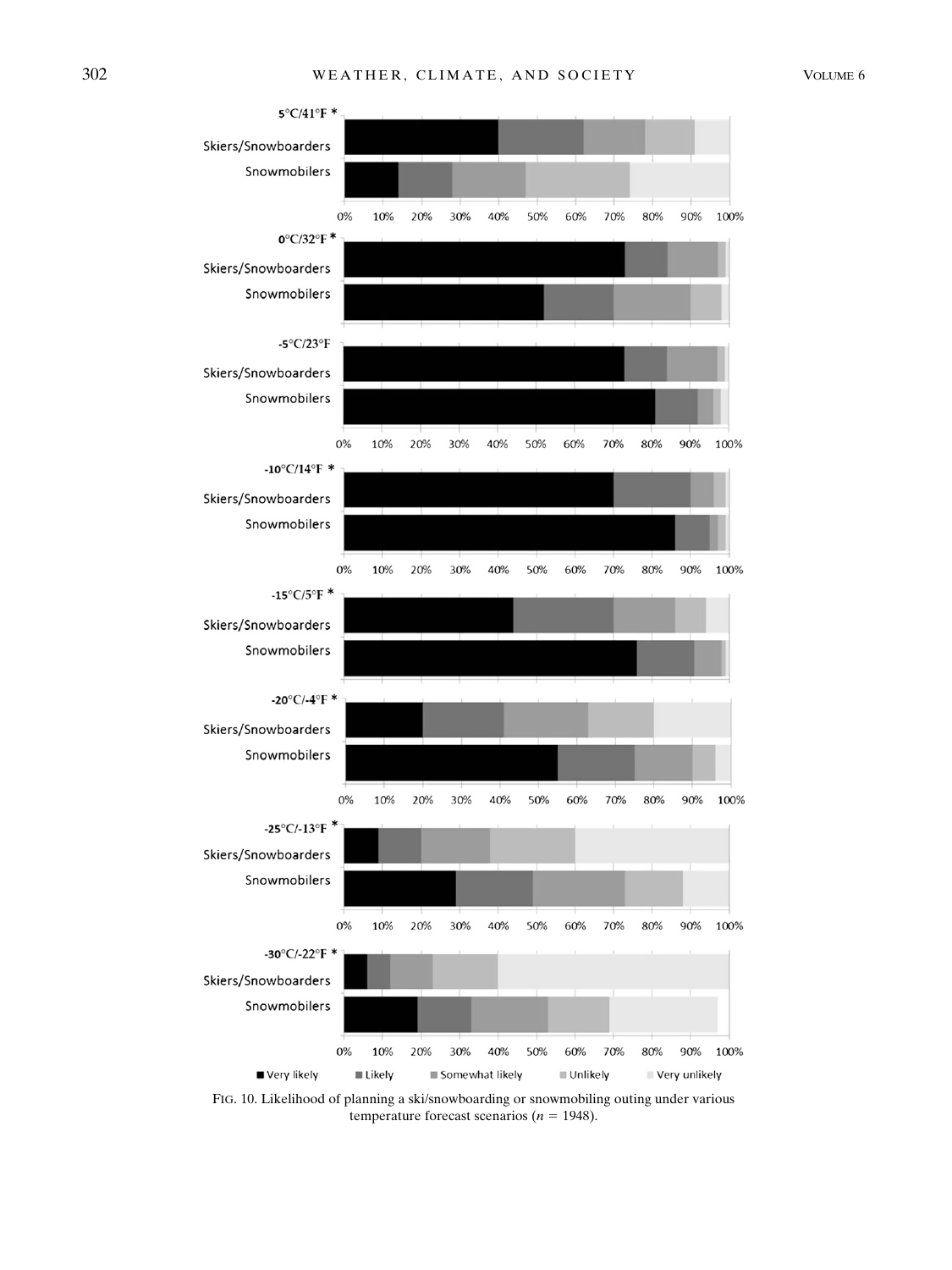FIG. 10. Likelihood of planning a ski/snowboarding or snowmobiling outing under various temperature forecast scenarios ($n = 1948$).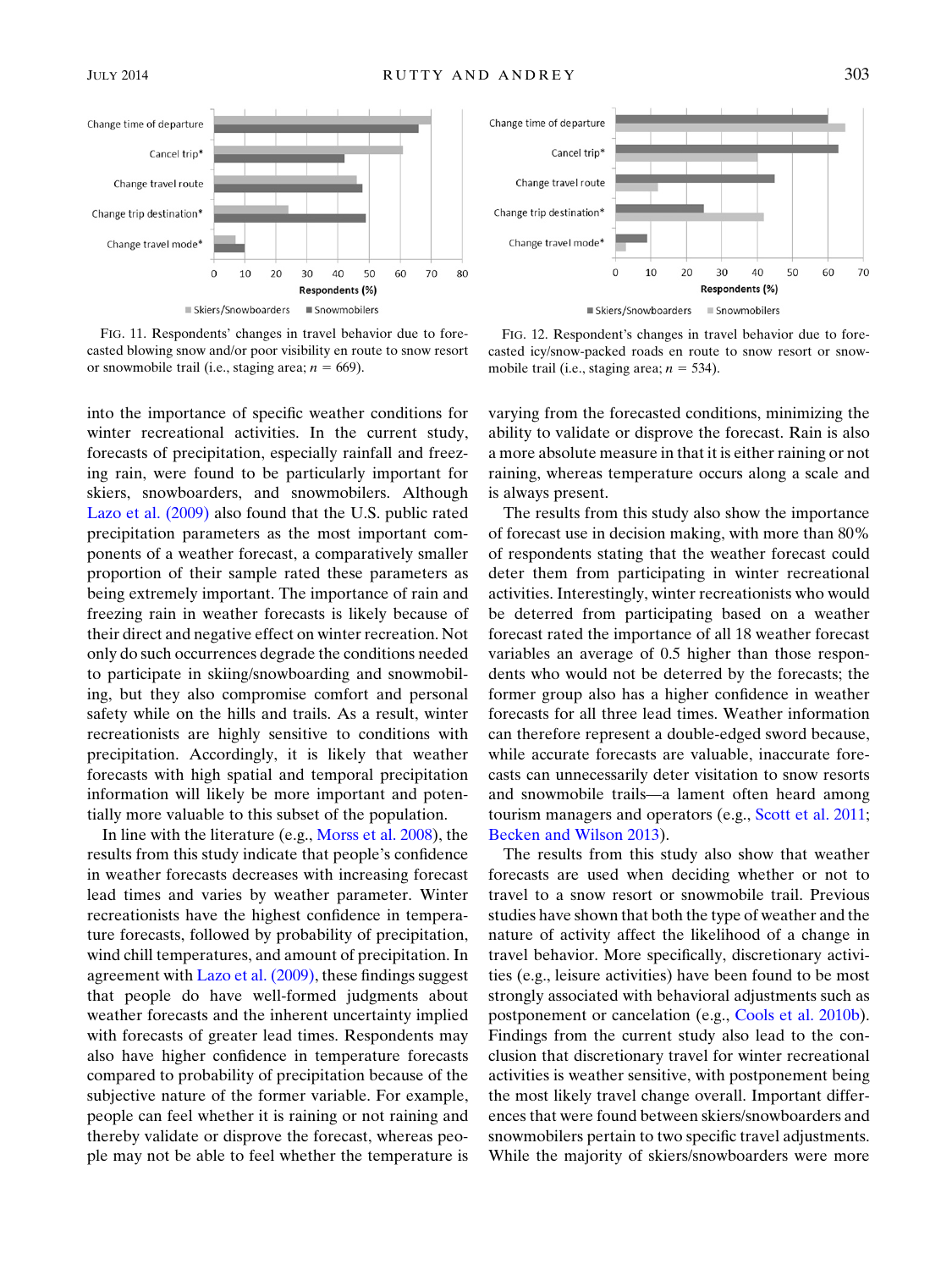Change time of departure
Cancel trip*
Change travel route
Change trip destination*
Change travel mode*

0 10 20 30 40 50 60 70 80

Respondents (%)

Skiers/Snowboarders Snowmobilers

FIG. 11. Respondents' changes in travel behavior due to forecasted blowing snow and/or poor visibility en route to snow resort or snowmobile trail (i.e., staging area; $n = 669$).

Change time of departure
Cancel trip*
Change travel route
Change trip destination*
Change travel mode*

0 10 20 30 40 50 60 70

Respondents (%)

Skiers/Snowboarders Snowmobilers

FIG. 12. Respondent's changes in travel behavior due to forecasted icy/snow-packed roads en route to snow resort or snowmobile trail (i.e., staging area; $n = 534$).

into the importance of specific weather conditions for winter recreational activities. In the current study, forecasts of precipitation, especially rainfall and freezing rain, were found to be particularly important for skiers, snowboarders, and snowmobilers. Although Lazo et al. (2009) also found that the U.S. public rated precipitation parameters as the most important components of a weather forecast, a comparatively smaller proportion of their sample rated these parameters as being extremely important. The importance of rain and freezing rain in weather forecasts is likely because of their direct and negative effect on winter recreation. Not only do such occurrences degrade the conditions needed to participate in skiing/snowboarding and snowmobiling, but they also compromise comfort and personal safety while on the hills and trails. As a result, winter recreationists are highly sensitive to conditions with precipitation. Accordingly, it is likely that weather forecasts with high spatial and temporal precipitation information will likely be more important and potentially more valuable to this subset of the population.

In line with the literature (e.g., Morss et al. 2008), the results from this study indicate that people's confidence in weather forecasts decreases with increasing forecast lead times and varies by weather parameter. Winter recreationists have the highest confidence in temperature forecasts, followed by probability of precipitation, wind chill temperatures, and amount of precipitation. In agreement with Lazo et al. (2009), these findings suggest that people do have well-formed judgments about weather forecasts and the inherent uncertainty implied with forecasts of greater lead times. Respondents may also have higher confidence in temperature forecasts compared to probability of precipitation because of the subjective nature of the former variable. For example, people can feel whether it is raining or not raining and thereby validate or disprove the forecast, whereas people may not be able to feel whether the temperature is varying from the forecasted conditions, minimizing the ability to validate or disprove the forecast. Rain is also a more absolute measure in that it is either raining or not raining, whereas temperature occurs along a scale and is always present.

The results from this study also show the importance of forecast use in decision making, with more than 80% of respondents stating that the weather forecast could deter them from participating in winter recreational activities. Interestingly, winter recreationists who would be deterred from participating based on a weather forecast rated the importance of all 18 weather forecast variables an average of 0.5 higher than those respondents who would not be deterred by the forecasts; the former group also has a higher confidence in weather forecasts for all three lead times. Weather information can therefore represent a double-edged sword because, while accurate forecasts are valuable, inaccurate forecasts can unnecessarily deter visitation to snow resorts and snowmobile trails—a lament often heard among tourism managers and operators (e.g., Scott et al. 2011; Becken and Wilson 2013).

The results from this study also show that weather forecasts are used when deciding whether or not to travel to a snow resort or snowmobile trail. Previous studies have shown that both the type of weather and the nature of activity affect the likelihood of a change in travel behavior. More specifically, discretionary activities (e.g., leisure activities) have been found to be most strongly associated with behavioral adjustments such as postponement or cancelation (e.g., Cools et al. 2010b). Findings from the current study also lead to the conclusion that discretionary travel for winter recreational activities is weather sensitive, with postponement being the most likely travel change overall. Important differences that were found between skiers/snowboarders and snowmobilers pertain to two specific travel adjustments. While the majority of skiers/snowboarders were more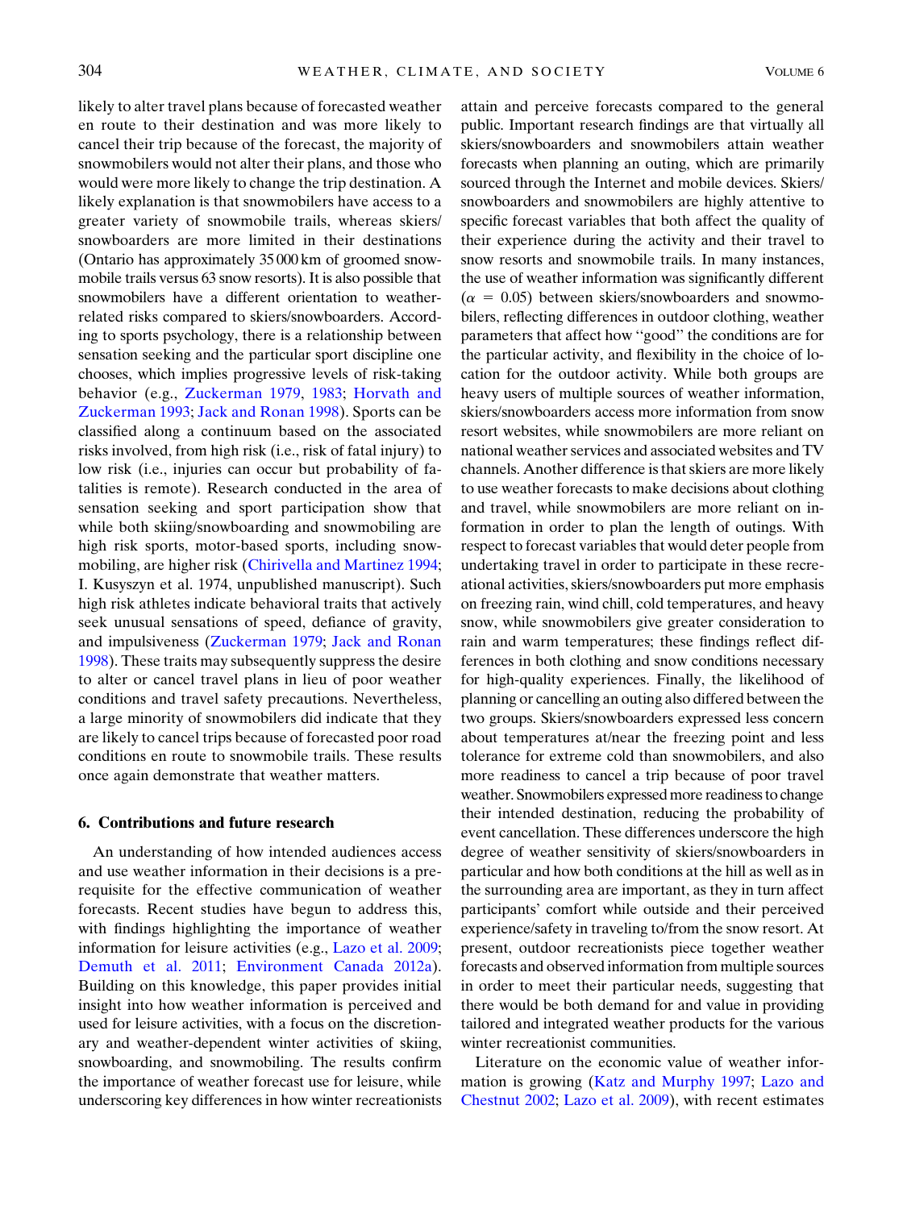likely to alter travel plans because of forecasted weather en route to their destination and was more likely to cancel their trip because of the forecast, the majority of snowmobilers would not alter their plans, and those who would were more likely to change the trip destination. A likely explanation is that snowmobilers have access to a greater variety of snowmobile trails, whereas skiers/snowboarders are more limited in their destinations (Ontario has approximately 35 000 km of groomed snowmobile trails versus 63 snow resorts). It is also possible that snowmobilers have a different orientation to weather-related risks compared to skiers/snowboarders. According to sports psychology, there is a relationship between sensation seeking and the particular sport discipline one chooses, which implies progressive levels of risk-taking behavior (e.g., Zuckerman 1979, 1983; Horvath and Zuckerman 1993; Jack and Ronan 1998). Sports can be classified along a continuum based on the associated risks involved, from high risk (i.e., risk of fatal injury) to low risk (i.e., injuries can occur but probability of fatalities is remote). Research conducted in the area of sensation seeking and sport participation show that while both skiing/snowboarding and snowmobiling are high risk sports, motor-based sports, including snowmobiling, are higher risk (Chirivella and Martinez 1994; I. Kusyszyn et al. 1974, unpublished manuscript). Such high risk athletes indicate behavioral traits that actively seek unusual sensations of speed, defiance of gravity, and impulsiveness (Zuckerman 1979; Jack and Ronan 1998). These traits may subsequently suppress the desire to alter or cancel travel plans in lieu of poor weather conditions and travel safety precautions. Nevertheless, a large minority of snowmobilers did indicate that they are likely to cancel trips because of forecasted poor road conditions en route to snowmobile trails. These results once again demonstrate that weather matters.

## 6. Contributions and future research

An understanding of how intended audiences access and use weather information in their decisions is a prerequisite for the effective communication of weather forecasts. Recent studies have begun to address this, with findings highlighting the importance of weather information for leisure activities (e.g., Lazo et al. 2009; Demuth et al. 2011; Environment Canada 2012a). Building on this knowledge, this paper provides initial insight into how weather information is perceived and used for leisure activities, with a focus on the discretionary and weather-dependent winter activities of skiing, snowboarding, and snowmobiling. The results confirm the importance of weather forecast use for leisure, while underscoring key differences in how winter recreationists attain and perceive forecasts compared to the general public. Important research findings are that virtually all skiers/snowboarders and snowmobilers attain weather forecasts when planning an outing, which are primarily sourced through the Internet and mobile devices. Skiers/snowboarders and snowmobilers are highly attentive to specific forecast variables that both affect the quality of their experience during the activity and their travel to snow resorts and snowmobile trails. In many instances, the use of weather information was significantly different ($\alpha = 0.05$) between skiers/snowboarders and snowmobilers, reflecting differences in outdoor clothing, weather parameters that affect how "good" the conditions are for the particular activity, and flexibility in the choice of location for the outdoor activity. While both groups are heavy users of multiple sources of weather information, skiers/snowboarders access more information from snow resort websites, while snowmobilers are more reliant on national weather services and associated websites and TV channels. Another difference is that skiers are more likely to use weather forecasts to make decisions about clothing and travel, while snowmobilers are more reliant on information in order to plan the length of outings. With respect to forecast variables that would deter people from undertaking travel in order to participate in these recreational activities, skiers/snowboarders put more emphasis on freezing rain, wind chill, cold temperatures, and heavy snow, while snowmobilers give greater consideration to rain and warm temperatures; these findings reflect differences in both clothing and snow conditions necessary for high-quality experiences. Finally, the likelihood of planning or cancelling an outing also differed between the two groups. Skiers/snowboarders expressed less concern about temperatures at/near the freezing point and less tolerance for extreme cold than snowmobilers, and also more readiness to cancel a trip because of poor travel weather. Snowmobilers expressed more readiness to change their intended destination, reducing the probability of event cancellation. These differences underscore the high degree of weather sensitivity of skiers/snowboarders in particular and how both conditions at the hill as well as in the surrounding area are important, as they in turn affect participants' comfort while outside and their perceived experience/safety in traveling to/from the snow resort. At present, outdoor recreationists piece together weather forecasts and observed information from multiple sources in order to meet their particular needs, suggesting that there would be both demand for and value in providing tailored and integrated weather products for the various winter recreationist communities.

Literature on the economic value of weather information is growing (Katz and Murphy 1997; Lazo and Chestnut 2002; Lazo et al. 2009), with recent estimates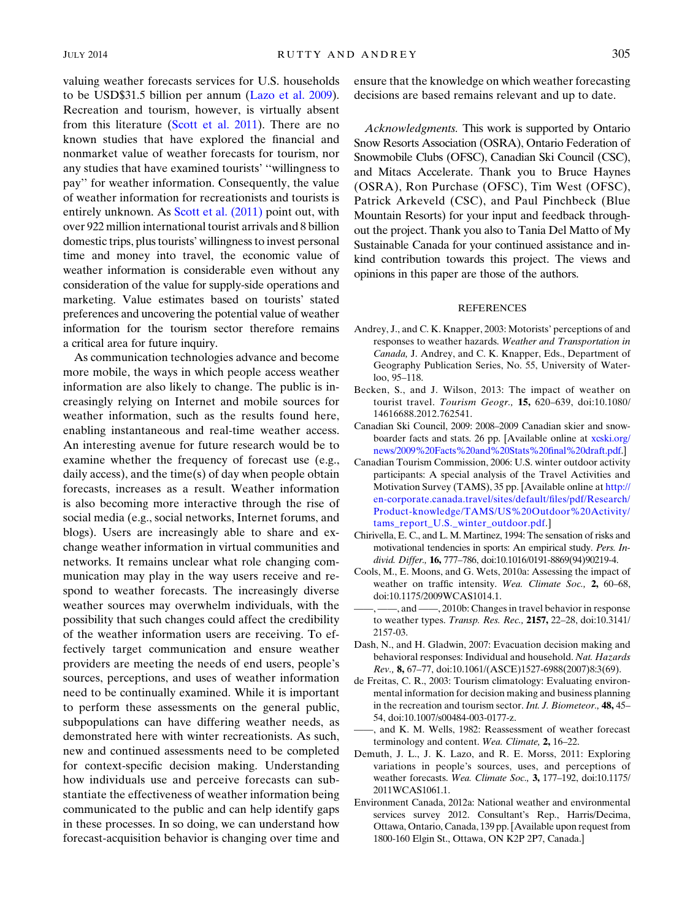valuing weather forecasts services for U.S. households to be USD$31.5 billion per annum (Lazo et al. 2009). Recreation and tourism, however, is virtually absent from this literature (Scott et al. 2011). There are no known studies that have explored the financial and nonmarket value of weather forecasts for tourism, nor any studies that have examined tourists' "willingness to pay" for weather information. Consequently, the value of weather information for recreationists and tourists is entirely unknown. As Scott et al. (2011) point out, with over 922 million international tourist arrivals and 8 billion domestic trips, plus tourists' willingness to invest personal time and money into travel, the economic value of weather information is considerable even without any consideration of the value for supply-side operations and marketing. Value estimates based on tourists' stated preferences and uncovering the potential value of weather information for the tourism sector therefore remains a critical area for future inquiry.

As communication technologies advance and become more mobile, the ways in which people access weather information are also likely to change. The public is increasingly relying on Internet and mobile sources for weather information, such as the results found here, enabling instantaneous and real-time weather access. An interesting avenue for future research would be to examine whether the frequency of forecast use (e.g., daily access), and the time(s) of day when people obtain forecasts, increases as a result. Weather information is also becoming more interactive through the rise of social media (e.g., social networks, Internet forums, and blogs). Users are increasingly able to share and exchange weather information in virtual communities and networks. It remains unclear what role changing communication may play in the way users receive and respond to weather forecasts. The increasingly diverse weather sources may overwhelm individuals, with the possibility that such changes could affect the credibility of the weather information users are receiving. To effectively target communication and ensure weather providers are meeting the needs of end users, people's sources, perceptions, and uses of weather information need to be continually examined. While it is important to perform these assessments on the general public, subpopulations can have differing weather needs, as demonstrated here with winter recreationists. As such, new and continued assessments need to be completed for context-specific decision making. Understanding how individuals use and perceive forecasts can substantiate the effectiveness of weather information being communicated to the public and can help identify gaps in these processes. In so doing, we can understand how forecast-acquisition behavior is changing over time and ensure that the knowledge on which weather forecasting decisions are based remains relevant and up to date.

*Acknowledgments.* This work is supported by Ontario Snow Resorts Association (OSRA), Ontario Federation of Snowmobile Clubs (OFSC), Canadian Ski Council (CSC), and Mitacs Accelerate. Thank you to Bruce Haynes (OSRA), Ron Purchase (OFSC), Tim West (OFSC), Patrick Arkeveld (CSC), and Paul Pinchbeck (Blue Mountain Resorts) for your input and feedback throughout the project. Thank you also to Tania Del Matto of My Sustainable Canada for your continued assistance and in-kind contribution towards this project. The views and opinions in this paper are those of the authors.

## REFERENCES

Andrey, J., and C. K. Knapper, 2003: Motorists' perceptions of and responses to weather hazards. *Weather and Transportation in Canada,* J. Andrey, and C. K. Knapper, Eds., Department of Geography Publication Series, No. 55, University of Waterloo, 95–118.

Becken, S., and J. Wilson, 2013: The impact of weather on tourist travel. *Tourism Geogr.,* **15,** 620–639, doi:10.1080/14616688.2012.762541.

Canadian Ski Council, 2009: 2008–2009 Canadian skier and snowboarder facts and stats. 26 pp. [Available online at xcski.org/news/2009%20Facts%20and%20Stats%20final%20draft.pdf.]

Canadian Tourism Commission, 2006: U.S. winter outdoor activity participants: A special analysis of the Travel Activities and Motivation Survey (TAMS), 35 pp. [Available online at http://en-corporate.canada.travel/sites/default/files/pdf/Research/Product-knowledge/TAMS/US%20Outdoor%20Activity/tams_report_U.S._winter_outdoor.pdf.]

Chirivella, E. C., and L. M. Martinez, 1994: The sensation of risks and motivational tendencies in sports: An empirical study. *Pers. Individ. Differ.,* **16,** 777–786, doi:10.1016/0191-8869(94)90219-4.

Cools, M., E. Moons, and G. Wets, 2010a: Assessing the impact of weather on traffic intensity. *Wea. Climate Soc.,* **2,** 60–68, doi:10.1175/2009WCAS1014.1.

——, ——, and ——, 2010b: Changes in travel behavior in response to weather types. *Transp. Res. Rec.,* **2157,** 22–28, doi:10.3141/2157-03.

Dash, N., and H. Gladwin, 2007: Evacuation decision making and behavioral responses: Individual and household. *Nat. Hazards Rev.,* **8,** 67–77, doi:10.1061/(ASCE)1527-6988(2007)8:3(69).

de Freitas, C. R., 2003: Tourism climatology: Evaluating environmental information for decision making and business planning in the recreation and tourism sector. *Int. J. Biometeor.,* **48,** 45–54, doi:10.1007/s00484-003-0177-z.

——, and K. M. Wells, 1982: Reassessment of weather forecast terminology and content. *Wea. Climate,* **2,** 16–22.

Demuth, J. L., J. K. Lazo, and R. E. Morss, 2011: Exploring variations in people's sources, uses, and perceptions of weather forecasts. *Wea. Climate Soc.,* **3,** 177–192, doi:10.1175/2011WCAS1061.1.

Environment Canada, 2012a: National weather and environmental services survey 2012. Consultant's Rep., Harris/Decima, Ottawa, Ontario, Canada, 139 pp. [Available upon request from 1800-160 Elgin St., Ottawa, ON K2P 2P7, Canada.]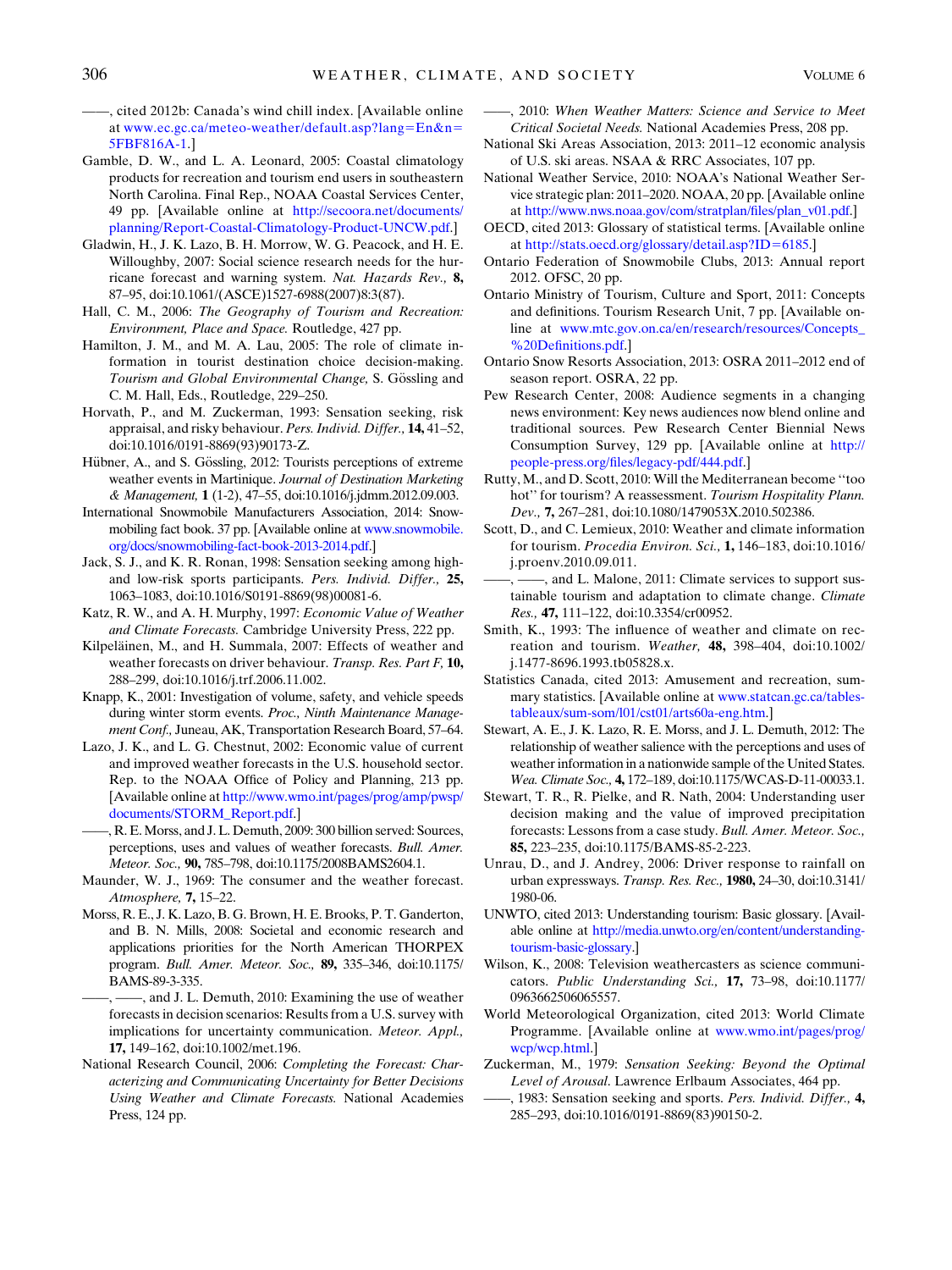——, cited 2012b: Canada's wind chill index. [Available online at www.ec.gc.ca/meteo-weather/default.asp?lang=En&n=5FBF816A-1.]

Gamble, D. W., and L. A. Leonard, 2005: Coastal climatology products for recreation and tourism end users in southeastern North Carolina. Final Rep., NOAA Coastal Services Center, 49 pp. [Available online at http://secoora.net/documents/planning/Report-Coastal-Climatology-Product-UNCW.pdf.]

Gladwin, H., J. K. Lazo, B. H. Morrow, W. G. Peacock, and H. E. Willoughby, 2007: Social science research needs for the hurricane forecast and warning system. *Nat. Hazards Rev.,* **8,** 87–95, doi:10.1061/(ASCE)1527-6988(2007)8:3(87).

Hall, C. M., 2006: *The Geography of Tourism and Recreation: Environment, Place and Space.* Routledge, 427 pp.

Hamilton, J. M., and M. A. Lau, 2005: The role of climate information in tourist destination choice decision-making. *Tourism and Global Environmental Change,* S. Gössling and C. M. Hall, Eds., Routledge, 229–250.

Horvath, P., and M. Zuckerman, 1993: Sensation seeking, risk appraisal, and risky behaviour. *Pers. Individ. Differ.,* **14,** 41–52, doi:10.1016/0191-8869(93)90173-Z.

Hübner, A., and S. Gössling, 2012: Tourists perceptions of extreme weather events in Martinique. *Journal of Destination Marketing & Management,* **1** (1-2), 47–55, doi:10.1016/j.jdmm.2012.09.003.

International Snowmobile Manufacturers Association, 2014: Snowmobiling fact book. 37 pp. [Available online at www.snowmobile.org/docs/snowmobiling-fact-book-2013-2014.pdf.]

Jack, S. J., and K. R. Ronan, 1998: Sensation seeking among high- and low-risk sports participants. *Pers. Individ. Differ.,* **25,** 1063–1083, doi:10.1016/S0191-8869(98)00081-6.

Katz, R. W., and A. H. Murphy, 1997: *Economic Value of Weather and Climate Forecasts.* Cambridge University Press, 222 pp.

Kilpeläinen, M., and H. Summala, 2007: Effects of weather and weather forecasts on driver behaviour. *Transp. Res. Part F,* **10,** 288–299, doi:10.1016/j.trf.2006.11.002.

Knapp, K., 2001: Investigation of volume, safety, and vehicle speeds during winter storm events. *Proc., Ninth Maintenance Management Conf.,* Juneau, AK, Transportation Research Board, 57–64.

Lazo, J. K., and L. G. Chestnut, 2002: Economic value of current and improved weather forecasts in the U.S. household sector. Rep. to the NOAA Office of Policy and Planning, 213 pp. [Available online at http://www.wmo.int/pages/prog/amp/pwsp/documents/STORM_Report.pdf.]

——, R. E. Morss, and J. L. Demuth, 2009: 300 billion served: Sources, perceptions, uses and values of weather forecasts. *Bull. Amer. Meteor. Soc.,* **90,** 785–798, doi:10.1175/2008BAMS2604.1.

Maunder, W. J., 1969: The consumer and the weather forecast. *Atmosphere,* **7,** 15–22.

Morss, R. E., J. K. Lazo, B. G. Brown, H. E. Brooks, P. T. Ganderton, and B. N. Mills, 2008: Societal and economic research and applications priorities for the North American THORPEX program. *Bull. Amer. Meteor. Soc.,* **89,** 335–346, doi:10.1175/BAMS-89-3-335.

——, ——, and J. L. Demuth, 2010: Examining the use of weather forecasts in decision scenarios: Results from a U.S. survey with implications for uncertainty communication. *Meteor. Appl.,* **17,** 149–162, doi:10.1002/met.196.

National Research Council, 2006: *Completing the Forecast: Characterizing and Communicating Uncertainty for Better Decisions Using Weather and Climate Forecasts.* National Academies Press, 124 pp.

——, 2010: *When Weather Matters: Science and Service to Meet Critical Societal Needs.* National Academies Press, 208 pp.

National Ski Areas Association, 2013: 2011–12 economic analysis of U.S. ski areas. NSAA & RRC Associates, 107 pp.

National Weather Service, 2010: NOAA's National Weather Service strategic plan: 2011–2020. NOAA, 20 pp. [Available online at http://www.nws.noaa.gov/com/stratplan/files/plan_v01.pdf.]

OECD, cited 2013: Glossary of statistical terms. [Available online at http://stats.oecd.org/glossary/detail.asp?ID=6185.]

Ontario Federation of Snowmobile Clubs, 2013: Annual report 2012. OFSC, 20 pp.

Ontario Ministry of Tourism, Culture and Sport, 2011: Concepts and definitions. Tourism Research Unit, 7 pp. [Available online at www.mtc.gov.on.ca/en/research/resources/Concepts_%20Definitions.pdf.]

Ontario Snow Resorts Association, 2013: OSRA 2011–2012 end of season report. OSRA, 22 pp.

Pew Research Center, 2008: Audience segments in a changing news environment: Key news audiences now blend online and traditional sources. Pew Research Center Biennial News Consumption Survey, 129 pp. [Available online at http://people-press.org/files/legacy-pdf/444.pdf.]

Rutty, M., and D. Scott, 2010: Will the Mediterranean become ''too hot'' for tourism? A reassessment. *Tourism Hospitality Plann. Dev.,* **7,** 267–281, doi:10.1080/1479053X.2010.502386.

Scott, D., and C. Lemieux, 2010: Weather and climate information for tourism. *Procedia Environ. Sci.,* **1,** 146–183, doi:10.1016/j.proenv.2010.09.011.

——, ——, and L. Malone, 2011: Climate services to support sustainable tourism and adaptation to climate change. *Climate Res.,* **47,** 111–122, doi:10.3354/cr00952.

Smith, K., 1993: The influence of weather and climate on recreation and tourism. *Weather,* **48,** 398–404, doi:10.1002/j.1477-8696.1993.tb05828.x.

Statistics Canada, cited 2013: Amusement and recreation, summary statistics. [Available online at www.statcan.gc.ca/tables-tableaux/sum-som/l01/cst01/arts60a-eng.htm.]

Stewart, A. E., J. K. Lazo, R. E. Morss, and J. L. Demuth, 2012: The relationship of weather salience with the perceptions and uses of weather information in a nationwide sample of the United States. *Wea. Climate Soc.,* **4,** 172–189, doi:10.1175/WCAS-D-11-00033.1.

Stewart, T. R., R. Pielke, and R. Nath, 2004: Understanding user decision making and the value of improved precipitation forecasts: Lessons from a case study. *Bull. Amer. Meteor. Soc.,* **85,** 223–235, doi:10.1175/BAMS-85-2-223.

Unrau, D., and J. Andrey, 2006: Driver response to rainfall on urban expressways. *Transp. Res. Rec.,* **1980,** 24–30, doi:10.3141/1980-06.

UNWTO, cited 2013: Understanding tourism: Basic glossary. [Available online at http://media.unwto.org/en/content/understanding-tourism-basic-glossary.]

Wilson, K., 2008: Television weathercasters as science communicators. *Public Understanding Sci.,* **17,** 73–98, doi:10.1177/0963662506065557.

World Meteorological Organization, cited 2013: World Climate Programme. [Available online at www.wmo.int/pages/prog/wcp/wcp.html.]

Zuckerman, M., 1979: *Sensation Seeking: Beyond the Optimal Level of Arousal.* Lawrence Erlbaum Associates, 464 pp.

——, 1983: Sensation seeking and sports. *Pers. Individ. Differ.,* **4,** 285–293, doi:10.1016/0191-8869(83)90150-2.